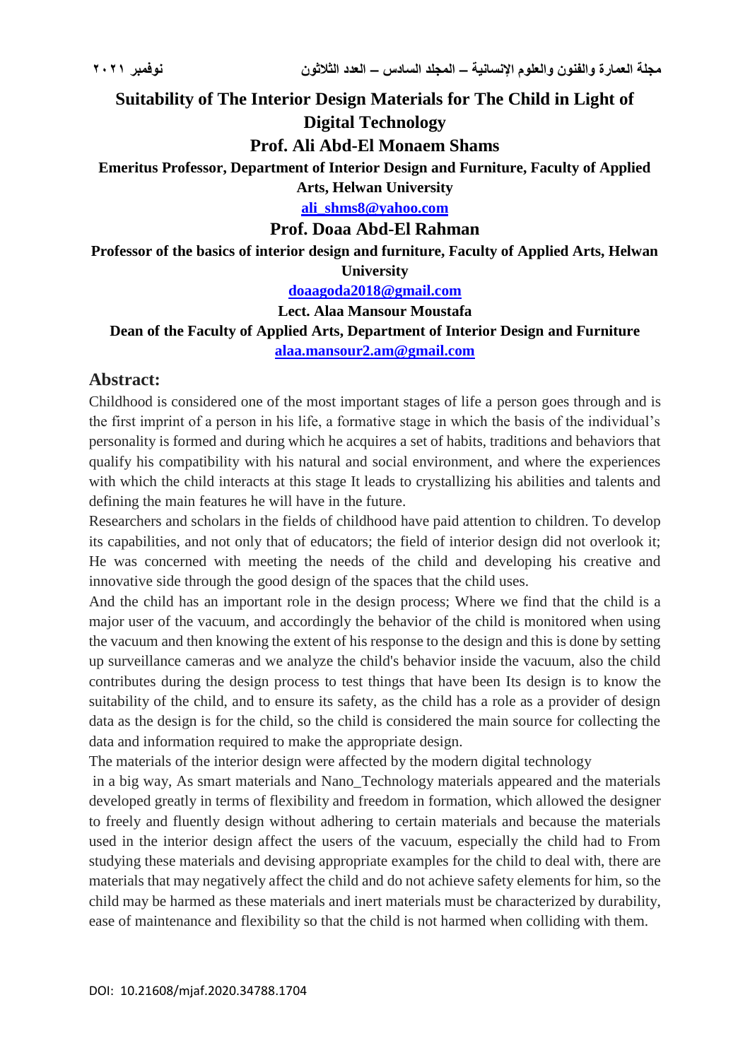# Suitability of The Interior Design Materials for The Child in Light of Digital Technology

## Prof. Ali Abd-El Monaem Shams

**Emeritus Professor, Department of Interior Design and Furniture, Faculty of Applied Arts, Helwan University**

ali_shms8@yahoo.com

## Prof. Doaa Abd-El Rahman

**Professor of the basics of interior design and furniture, Faculty of Applied Arts, Helwan University**

doaagoda2018@gmail.com

**Lect. Alaa Mansour Moustafa**

**Dean of the Faculty of Applied Arts, Department of Interior Design and Furniture**

alaa.mansour2.am@gmail.com

## Abstract:

Childhood is considered one of the most important stages of life a person goes through and is the first imprint of a person in his life, a formative stage in which the basis of the individual's personality is formed and during which he acquires a set of habits, traditions and behaviors that qualify his compatibility with his natural and social environment, and where the experiences with which the child interacts at this stage It leads to crystallizing his abilities and talents and defining the main features he will have in the future.

Researchers and scholars in the fields of childhood have paid attention to children. To develop its capabilities, and not only that of educators; the field of interior design did not overlook it; He was concerned with meeting the needs of the child and developing his creative and innovative side through the good design of the spaces that the child uses.

And the child has an important role in the design process; Where we find that the child is a major user of the vacuum, and accordingly the behavior of the child is monitored when using the vacuum and then knowing the extent of his response to the design and this is done by setting up surveillance cameras and we analyze the child's behavior inside the vacuum, also the child contributes during the design process to test things that have been Its design is to know the suitability of the child, and to ensure its safety, as the child has a role as a provider of design data as the design is for the child, so the child is considered the main source for collecting the data and information required to make the appropriate design.

The materials of the interior design were affected by the modern digital technology in a big way, As smart materials and Nano_Technology materials appeared and the materials developed greatly in terms of flexibility and freedom in formation, which allowed the designer to freely and fluently design without adhering to certain materials and because the materials used in the interior design affect the users of the vacuum, especially the child had to From studying these materials and devising appropriate examples for the child to deal with, there are materials that may negatively affect the child and do not achieve safety elements for him, so the child may be harmed as these materials and inert materials must be characterized by durability, ease of maintenance and flexibility so that the child is not harmed when colliding with them.

DOI: 10.21608/mjaf.2020.34788.1704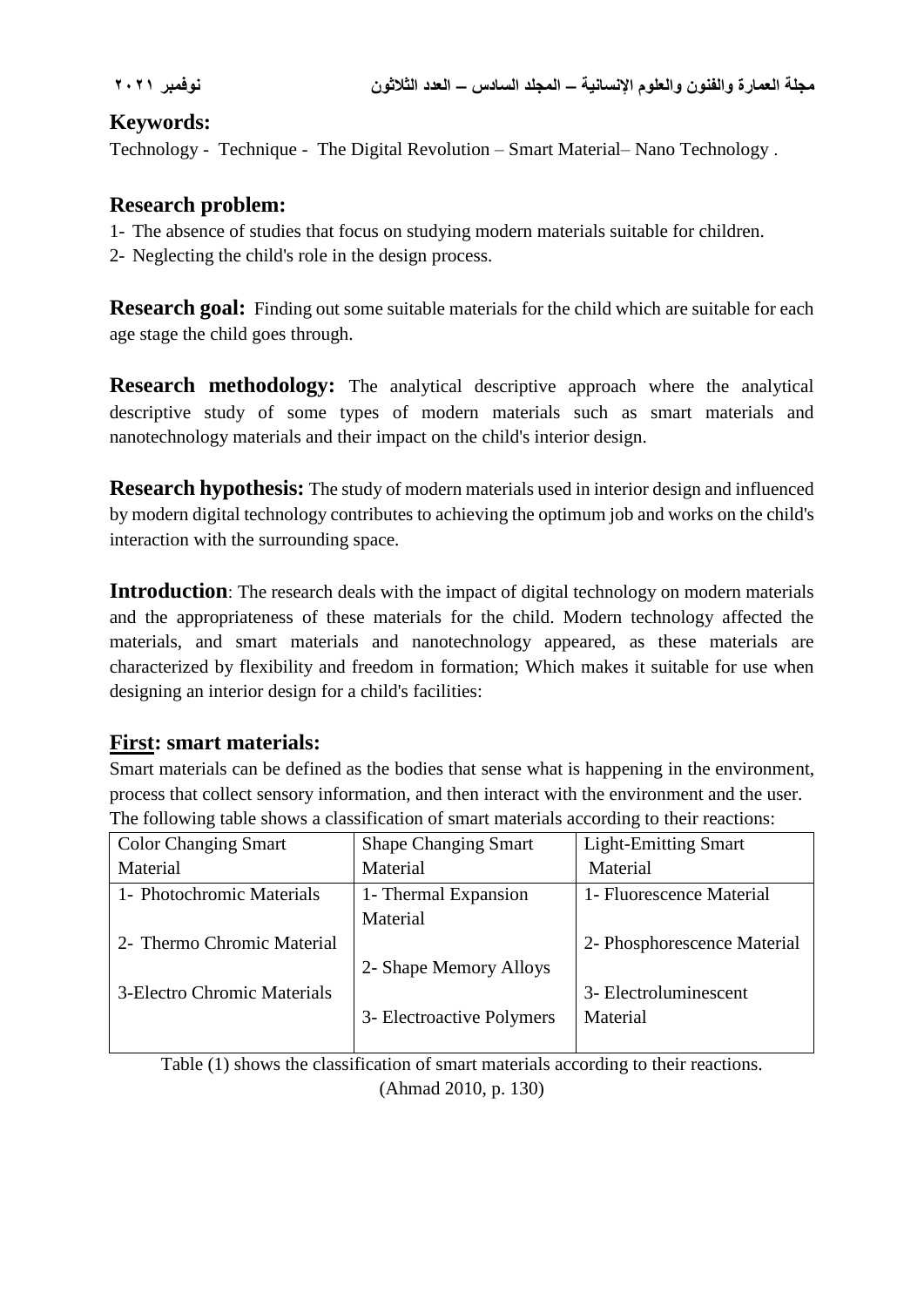**Keywords:**

Technology - Technique - The Digital Revolution – Smart Material– Nano Technology .

## Research problem:

1- The absence of studies that focus on studying modern materials suitable for children.
2- Neglecting the child's role in the design process.

**Research goal:** Finding out some suitable materials for the child which are suitable for each age stage the child goes through.

**Research methodology:** The analytical descriptive approach where the analytical descriptive study of some types of modern materials such as smart materials and nanotechnology materials and their impact on the child's interior design.

**Research hypothesis:** The study of modern materials used in interior design and influenced by modern digital technology contributes to achieving the optimum job and works on the child's interaction with the surrounding space.

**Introduction**: The research deals with the impact of digital technology on modern materials and the appropriateness of these materials for the child. Modern technology affected the materials, and smart materials and nanotechnology appeared, as these materials are characterized by flexibility and freedom in formation; Which makes it suitable for use when designing an interior design for a child's facilities:

## First: smart materials:

Smart materials can be defined as the bodies that sense what is happening in the environment, process that collect sensory information, and then interact with the environment and the user. The following table shows a classification of smart materials according to their reactions:

| Color Changing Smart Material | Shape Changing Smart Material | Light-Emitting Smart Material |
|---|---|---|
| 1- Photochromic Materials | 1- Thermal Expansion Material | 1- Fluorescence Material |
| 2- Thermo Chromic Material | 2- Shape Memory Alloys | 2- Phosphorescence Material |
| 3-Electro Chromic Materials | 3- Electroactive Polymers | 3- Electroluminescent Material |

Table (1) shows the classification of smart materials according to their reactions.
(Ahmad 2010, p. 130)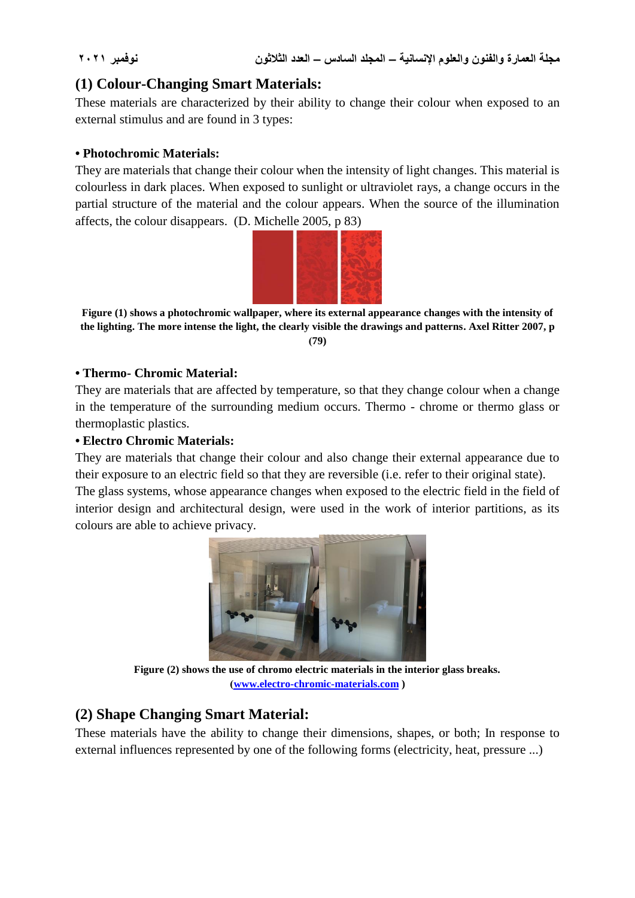## (1) Colour-Changing Smart Materials:

These materials are characterized by their ability to change their colour when exposed to an external stimulus and are found in 3 types:

**• Photochromic Materials:**

They are materials that change their colour when the intensity of light changes. This material is colourless in dark places. When exposed to sunlight or ultraviolet rays, a change occurs in the partial structure of the material and the colour appears. When the source of the illumination affects, the colour disappears. (D. Michelle 2005, p 83)

**Figure (1) shows a photochromic wallpaper, where its external appearance changes with the intensity of the lighting. The more intense the light, the clearly visible the drawings and patterns. Axel Ritter 2007, p (79)**

**• Thermo- Chromic Material:**

They are materials that are affected by temperature, so that they change colour when a change in the temperature of the surrounding medium occurs. Thermo - chrome or thermo glass or thermoplastic plastics.

**• Electro Chromic Materials:**

They are materials that change their colour and also change their external appearance due to their exposure to an electric field so that they are reversible (i.e. refer to their original state).

The glass systems, whose appearance changes when exposed to the electric field in the field of interior design and architectural design, were used in the work of interior partitions, as its colours are able to achieve privacy.

**Figure (2) shows the use of chromo electric materials in the interior glass breaks. (www.electro-chromic-materials.com )**

## (2) Shape Changing Smart Material:

These materials have the ability to change their dimensions, shapes, or both; In response to external influences represented by one of the following forms (electricity, heat, pressure ...)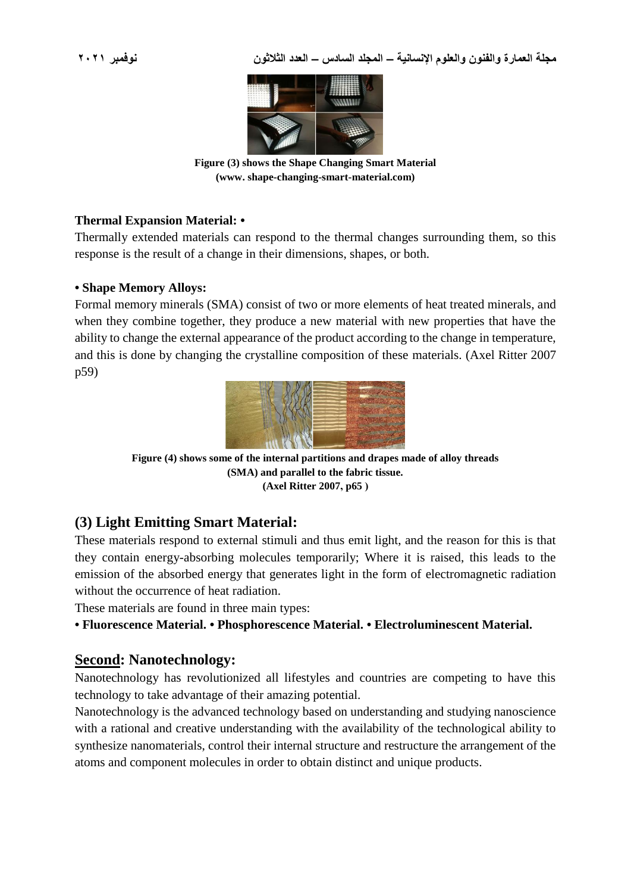Figure (3) shows the Shape Changing Smart Material
(www. shape-changing-smart-material.com)

**Thermal Expansion Material: •**

Thermally extended materials can respond to the thermal changes surrounding them, so this response is the result of a change in their dimensions, shapes, or both.

**• Shape Memory Alloys:**

Formal memory minerals (SMA) consist of two or more elements of heat treated minerals, and when they combine together, they produce a new material with new properties that have the ability to change the external appearance of the product according to the change in temperature, and this is done by changing the crystalline composition of these materials. (Axel Ritter 2007 p59)

**Figure (4) shows some of the internal partitions and drapes made of alloy threads (SMA) and parallel to the fabric tissue.**
**(Axel Ritter 2007, p65 )**

## (3) Light Emitting Smart Material:

These materials respond to external stimuli and thus emit light, and the reason for this is that they contain energy-absorbing molecules temporarily; Where it is raised, this leads to the emission of the absorbed energy that generates light in the form of electromagnetic radiation without the occurrence of heat radiation.

These materials are found in three main types:

**• Fluorescence Material. • Phosphorescence Material. • Electroluminescent Material.**

## Second: Nanotechnology:

Nanotechnology has revolutionized all lifestyles and countries are competing to have this technology to take advantage of their amazing potential.

Nanotechnology is the advanced technology based on understanding and studying nanoscience with a rational and creative understanding with the availability of the technological ability to synthesize nanomaterials, control their internal structure and restructure the arrangement of the atoms and component molecules in order to obtain distinct and unique products.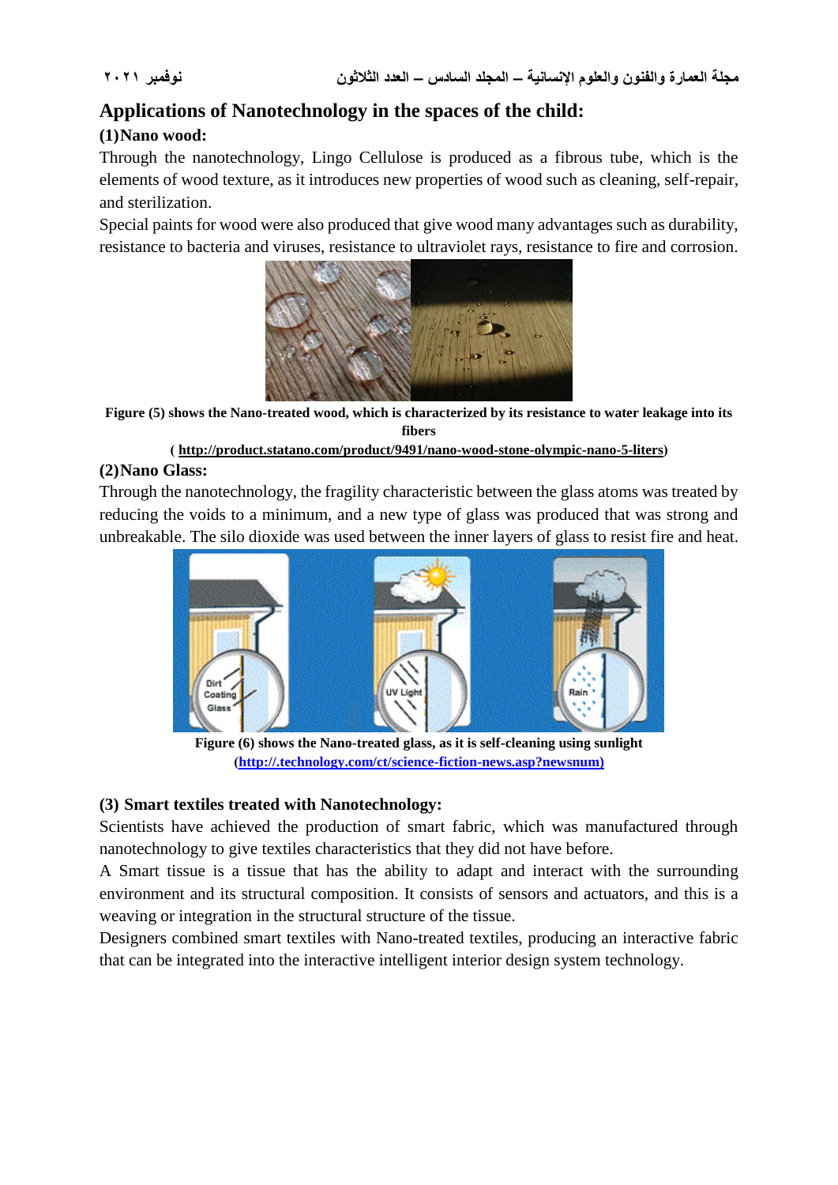## Applications of Nanotechnology in the spaces of the child:

### (1) Nano wood:

Through the nanotechnology, Lingo Cellulose is produced as a fibrous tube, which is the elements of wood texture, as it introduces new properties of wood such as cleaning, self-repair, and sterilization.

Special paints for wood were also produced that give wood many advantages such as durability, resistance to bacteria and viruses, resistance to ultraviolet rays, resistance to fire and corrosion.

**Figure (5) shows the Nano-treated wood, which is characterized by its resistance to water leakage into its fibers**

**( http://product.statano.com/product/9491/nano-wood-stone-olympic-nano-5-liters)**

### (2) Nano Glass:

Through the nanotechnology, the fragility characteristic between the glass atoms was treated by reducing the voids to a minimum, and a new type of glass was produced that was strong and unbreakable. The silo dioxide was used between the inner layers of glass to resist fire and heat.

**Figure (6) shows the Nano-treated glass, as it is self-cleaning using sunlight**

**(http://.technology.com/ct/science-fiction-news.asp?newsnum)**

### (3) Smart textiles treated with Nanotechnology:

Scientists have achieved the production of smart fabric, which was manufactured through nanotechnology to give textiles characteristics that they did not have before.

A Smart tissue is a tissue that has the ability to adapt and interact with the surrounding environment and its structural composition. It consists of sensors and actuators, and this is a weaving or integration in the structural structure of the tissue.

Designers combined smart textiles with Nano-treated textiles, producing an interactive fabric that can be integrated into the interactive intelligent interior design system technology.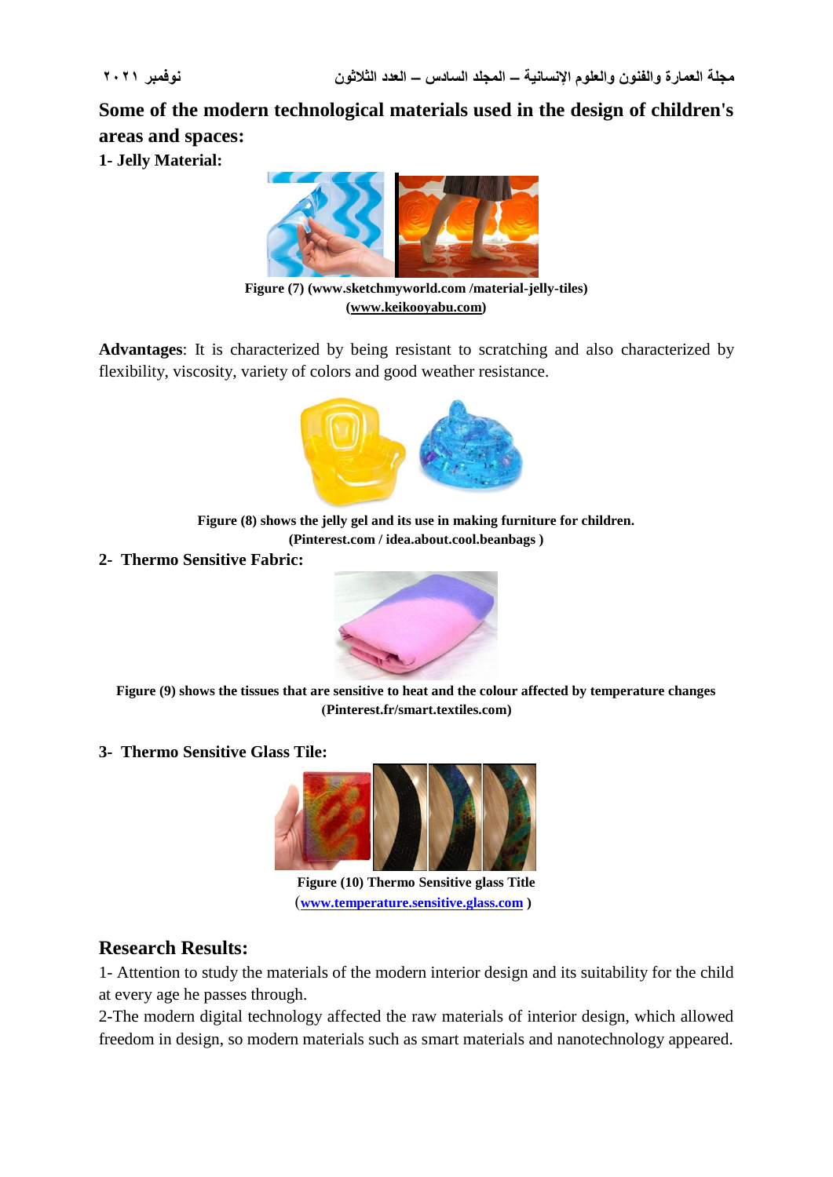## Some of the modern technological materials used in the design of children's areas and spaces:

### 1- Jelly Material:

Figure (7) (www.sketchmyworld.com /material-jelly-tiles)
(www.keikooyabu.com)

**Advantages**: It is characterized by being resistant to scratching and also characterized by flexibility, viscosity, variety of colors and good weather resistance.

Figure (8) shows the jelly gel and its use in making furniture for children.
(Pinterest.com / idea.about.cool.beanbags )

### 2- Thermo Sensitive Fabric:

Figure (9) shows the tissues that are sensitive to heat and the colour affected by temperature changes
(Pinterest.fr/smart.textiles.com)

### 3- Thermo Sensitive Glass Tile:

Figure (10) Thermo Sensitive glass Title
(www.temperature.sensitive.glass.com )

## Research Results:

1- Attention to study the materials of the modern interior design and its suitability for the child at every age he passes through.

2-The modern digital technology affected the raw materials of interior design, which allowed freedom in design, so modern materials such as smart materials and nanotechnology appeared.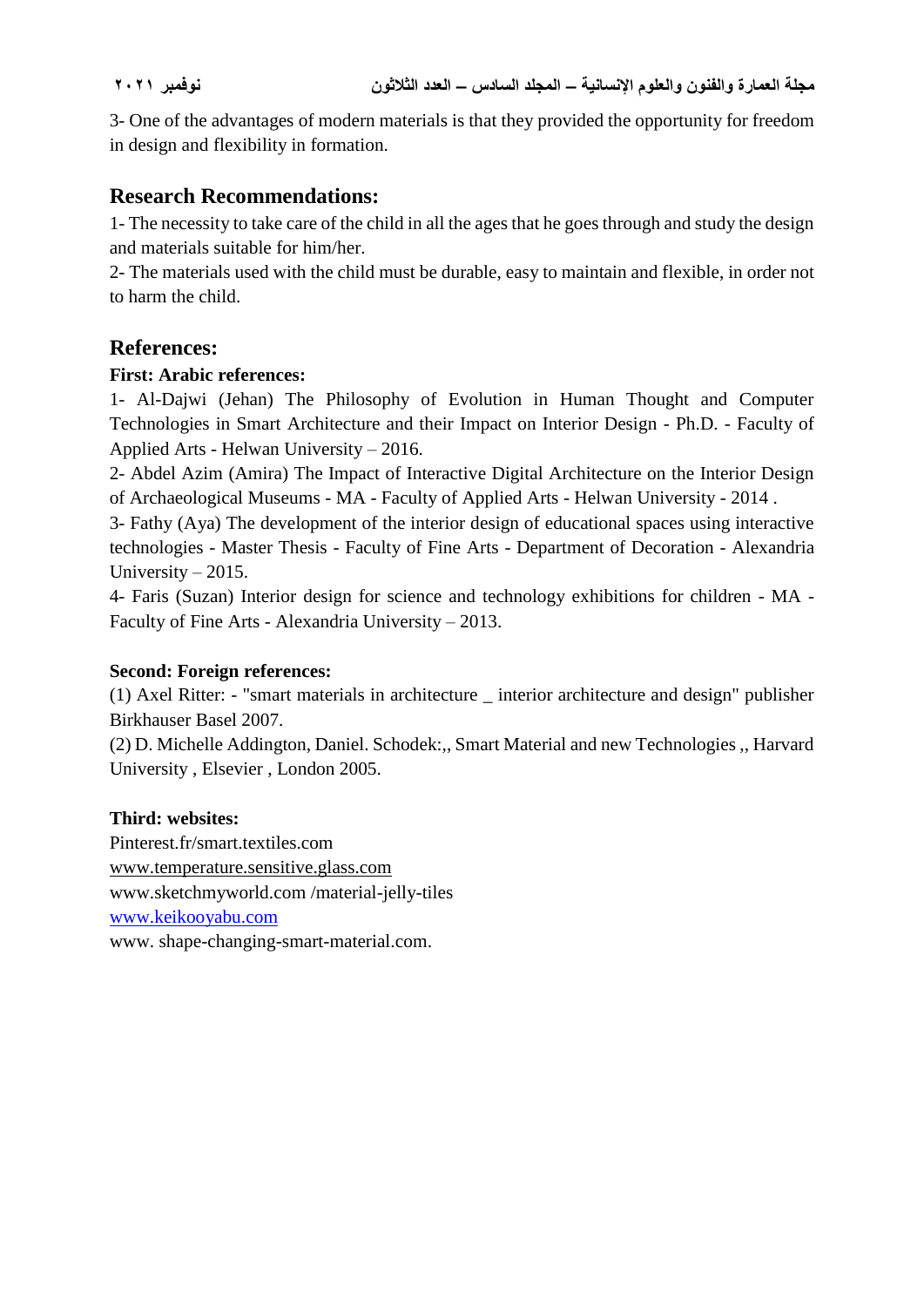3- One of the advantages of modern materials is that they provided the opportunity for freedom in design and flexibility in formation.

## Research Recommendations:

1- The necessity to take care of the child in all the ages that he goes through and study the design and materials suitable for him/her.

2- The materials used with the child must be durable, easy to maintain and flexible, in order not to harm the child.

## References:

**First: Arabic references:**

1- Al-Dajwi (Jehan) The Philosophy of Evolution in Human Thought and Computer Technologies in Smart Architecture and their Impact on Interior Design - Ph.D. - Faculty of Applied Arts - Helwan University – 2016.

2- Abdel Azim (Amira) The Impact of Interactive Digital Architecture on the Interior Design of Archaeological Museums - MA - Faculty of Applied Arts - Helwan University - 2014 .

3- Fathy (Aya) The development of the interior design of educational spaces using interactive technologies - Master Thesis - Faculty of Fine Arts - Department of Decoration - Alexandria University – 2015.

4- Faris (Suzan) Interior design for science and technology exhibitions for children - MA - Faculty of Fine Arts - Alexandria University – 2013.

**Second: Foreign references:**

(1) Axel Ritter: - "smart materials in architecture _ interior architecture and design" publisher Birkhauser Basel 2007.

(2) D. Michelle Addington, Daniel. Schodek:,, Smart Material and new Technologies ,, Harvard University , Elsevier , London 2005.

**Third: websites:**

Pinterest.fr/smart.textiles.com

www.temperature.sensitive.glass.com

www.sketchmyworld.com /material-jelly-tiles

www.keikooyabu.com

www. shape-changing-smart-material.com.